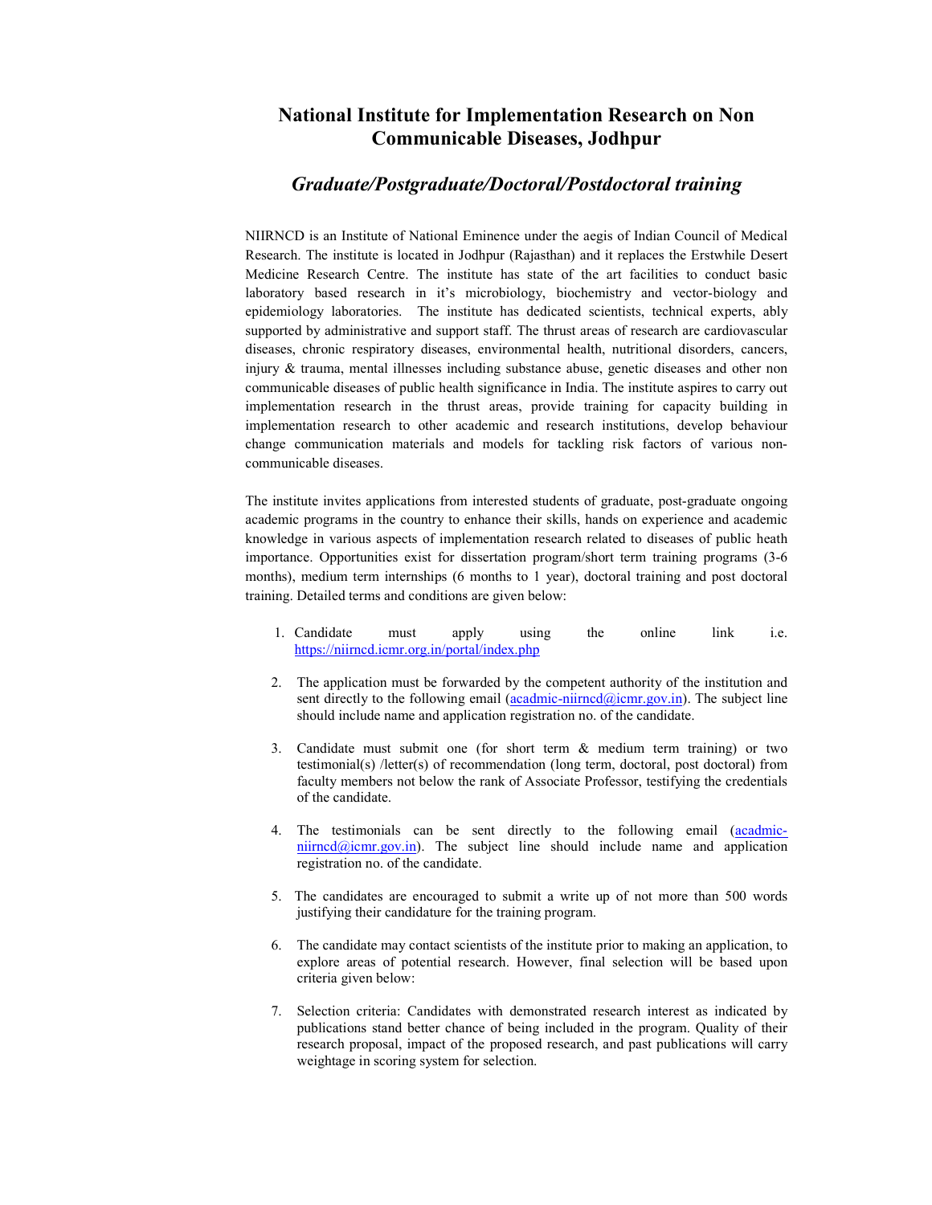# National Institute for Implementation Research on Non Communicable Diseases, Jodhpur

## *Graduate/Postgraduate/Doctoral/Postdoctoral training*

NIIRNCD is an Institute of National Eminence under the aegis of Indian Council of Medical Research. The institute is located in Jodhpur (Rajasthan) and it replaces the Erstwhile Desert Medicine Research Centre. The institute has state of the art facilities to conduct basic laboratory based research in it's microbiology, biochemistry and vector-biology and epidemiology laboratories. The institute has dedicated scientists, technical experts, ably supported by administrative and support staff. The thrust areas of research are cardiovascular diseases, chronic respiratory diseases, environmental health, nutritional disorders, cancers, injury & trauma, mental illnesses including substance abuse, genetic diseases and other non communicable diseases of public health significance in India. The institute aspires to carry out implementation research in the thrust areas, provide training for capacity building in implementation research to other academic and research institutions, develop behaviour change communication materials and models for tackling risk factors of various non-communicable diseases.

The institute invites applications from interested students of graduate, post-graduate ongoing academic programs in the country to enhance their skills, hands on experience and academic knowledge in various aspects of implementation research related to diseases of public heath importance. Opportunities exist for dissertation program/short term training programs (3-6 months), medium term internships (6 months to 1 year), doctoral training and post doctoral training. Detailed terms and conditions are given below:

1. Candidate must apply using the online link i.e. https://niirncd.icmr.org.in/portal/index.php

2. The application must be forwarded by the competent authority of the institution and sent directly to the following email (acadmic-niirncd@icmr.gov.in). The subject line should include name and application registration no. of the candidate.

3. Candidate must submit one (for short term & medium term training) or two testimonial(s) /letter(s) of recommendation (long term, doctoral, post doctoral) from faculty members not below the rank of Associate Professor, testifying the credentials of the candidate.

4. The testimonials can be sent directly to the following email (acadmic-niirncd@icmr.gov.in). The subject line should include name and application registration no. of the candidate.

5. The candidates are encouraged to submit a write up of not more than 500 words justifying their candidature for the training program.

6. The candidate may contact scientists of the institute prior to making an application, to explore areas of potential research. However, final selection will be based upon criteria given below:

7. Selection criteria: Candidates with demonstrated research interest as indicated by publications stand better chance of being included in the program. Quality of their research proposal, impact of the proposed research, and past publications will carry weightage in scoring system for selection.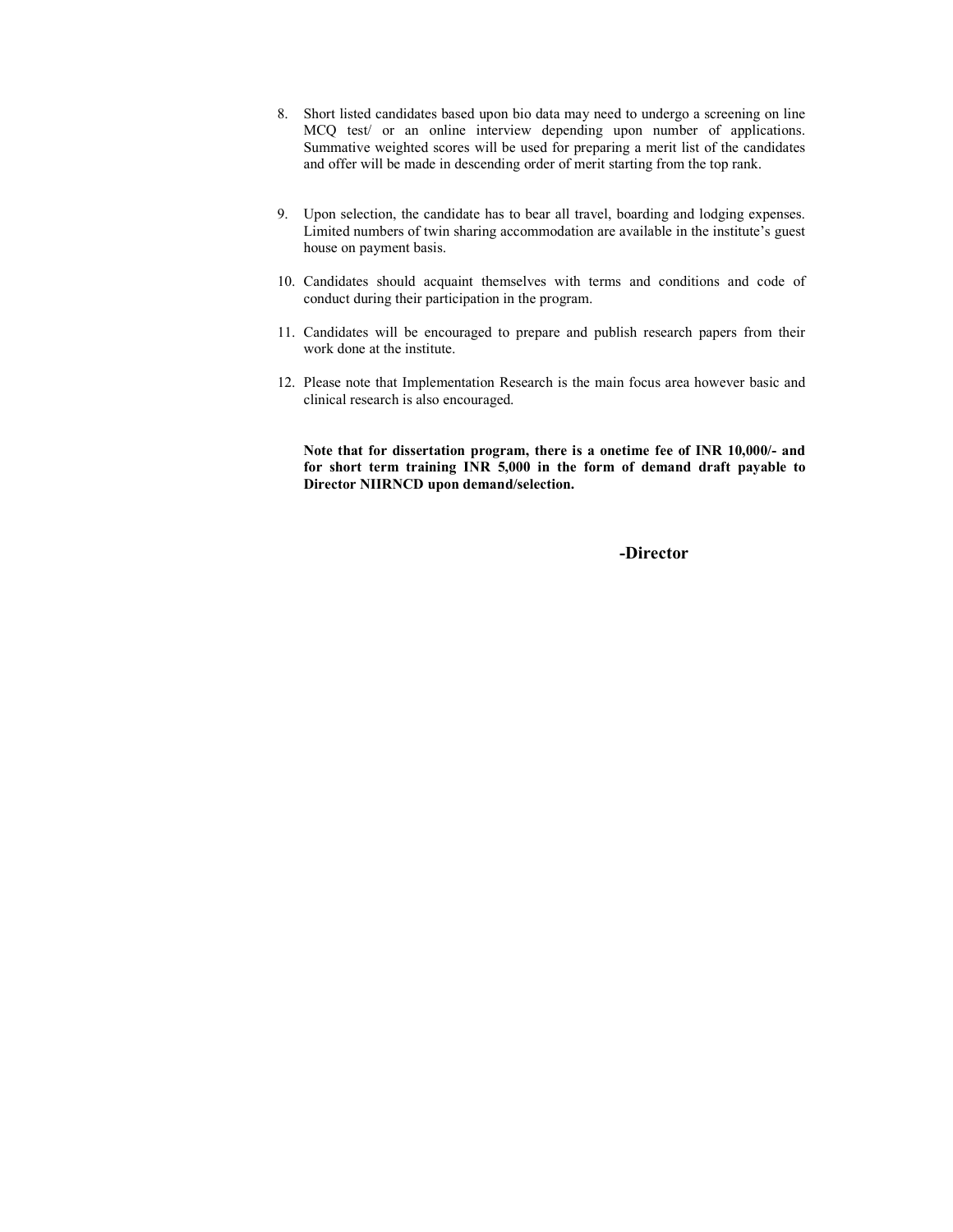8. Short listed candidates based upon bio data may need to undergo a screening on line MCQ test/ or an online interview depending upon number of applications. Summative weighted scores will be used for preparing a merit list of the candidates and offer will be made in descending order of merit starting from the top rank.

9. Upon selection, the candidate has to bear all travel, boarding and lodging expenses. Limited numbers of twin sharing accommodation are available in the institute's guest house on payment basis.

10. Candidates should acquaint themselves with terms and conditions and code of conduct during their participation in the program.

11. Candidates will be encouraged to prepare and publish research papers from their work done at the institute.

12. Please note that Implementation Research is the main focus area however basic and clinical research is also encouraged.

**Note that for dissertation program, there is a onetime fee of INR 10,000/- and for short term training INR 5,000 in the form of demand draft payable to Director NIIRNCD upon demand/selection.**

**-Director**